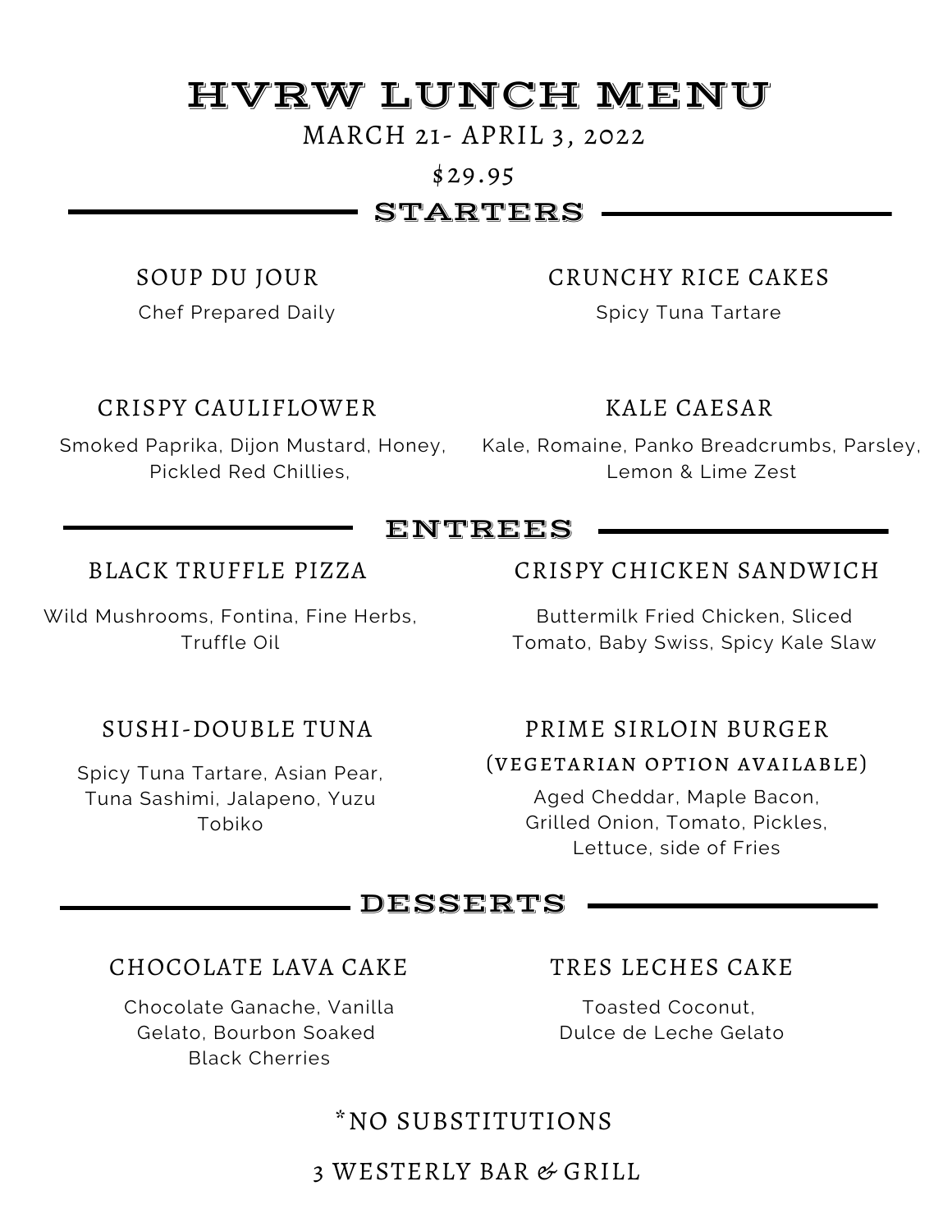# HVRW LUNCH MENU

MARCH 21- APRIL 3, 2022

$29.95

## STARTERS

### SOUP DU JOUR

Chef Prepared Daily

### CRUNCHY RICE CAKES

Spicy Tuna Tartare

### CRISPY CAULIFLOWER

Smoked Paprika, Dijon Mustard, Honey, Pickled Red Chillies,

### KALE CAESAR

Kale, Romaine, Panko Breadcrumbs, Parsley, Lemon & Lime Zest

## ENTREES

### BLACK TRUFFLE PIZZA

Wild Mushrooms, Fontina, Fine Herbs, Truffle Oil

### CRISPY CHICKEN SANDWICH

Buttermilk Fried Chicken, Sliced Tomato, Baby Swiss, Spicy Kale Slaw

### SUSHI-DOUBLE TUNA

Spicy Tuna Tartare, Asian Pear, Tuna Sashimi, Jalapeno, Yuzu Tobiko

### PRIME SIRLOIN BURGER

(VEGETARIAN OPTION AVAILABLE)

Aged Cheddar, Maple Bacon, Grilled Onion, Tomato, Pickles, Lettuce, side of Fries

## DESSERTS

### CHOCOLATE LAVA CAKE

Chocolate Ganache, Vanilla Gelato, Bourbon Soaked Black Cherries

### TRES LECHES CAKE

Toasted Coconut, Dulce de Leche Gelato

*NO SUBSTITUTIONS

3 WESTERLY BAR & GRILL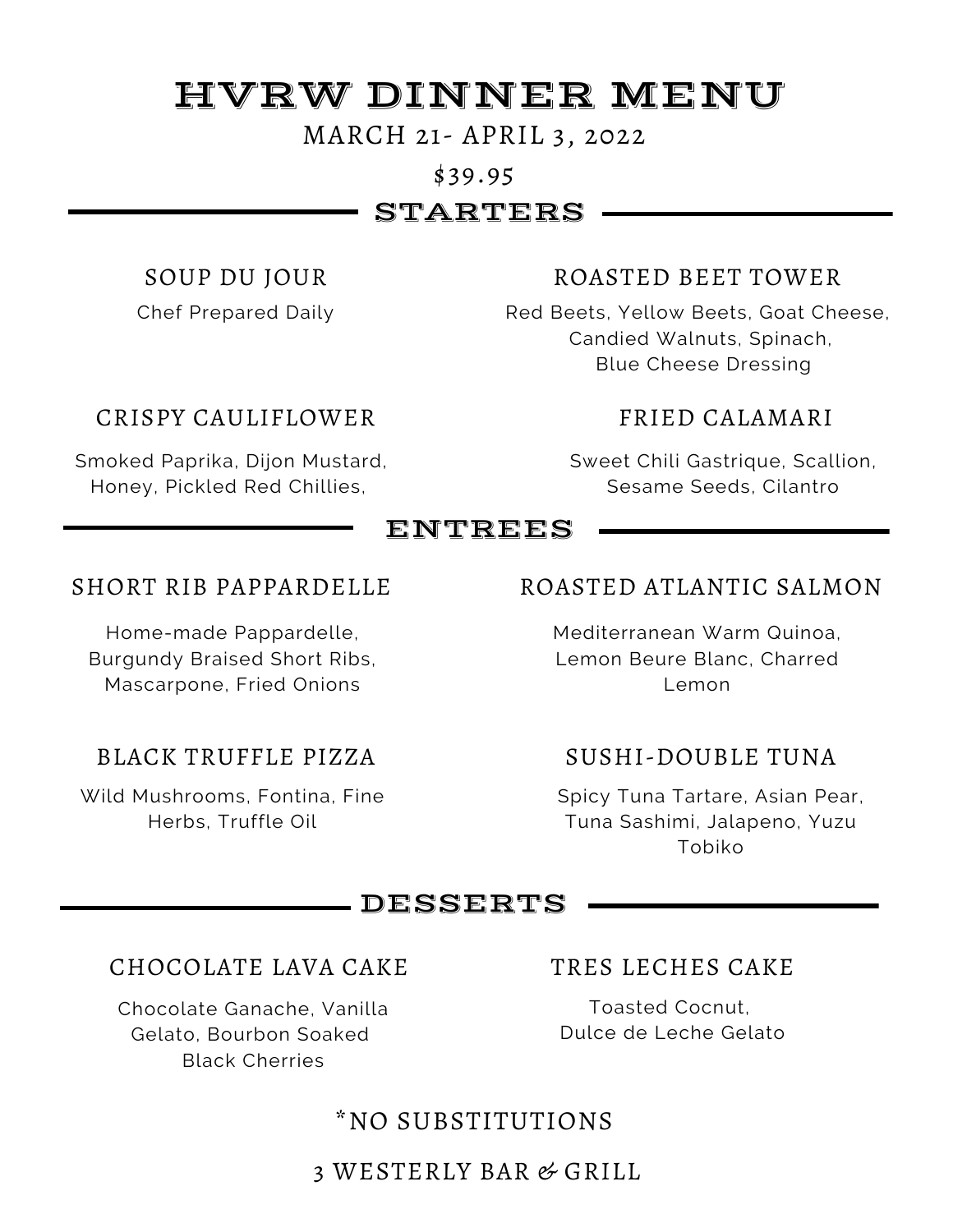# HVRW DINNER MENU

MARCH 21- APRIL 3, 2022

$39.95

## STARTERS

### SOUP DU JOUR

Chef Prepared Daily

### ROASTED BEET TOWER

Red Beets, Yellow Beets, Goat Cheese, Candied Walnuts, Spinach, Blue Cheese Dressing

### CRISPY CAULIFLOWER

Smoked Paprika, Dijon Mustard, Honey, Pickled Red Chillies,

### FRIED CALAMARI

Sweet Chili Gastrique, Scallion, Sesame Seeds, Cilantro

## ENTREES

### SHORT RIB PAPPARDELLE

Home-made Pappardelle, Burgundy Braised Short Ribs, Mascarpone, Fried Onions

### ROASTED ATLANTIC SALMON

Mediterranean Warm Quinoa, Lemon Beure Blanc, Charred Lemon

### BLACK TRUFFLE PIZZA

Wild Mushrooms, Fontina, Fine Herbs, Truffle Oil

### SUSHI-DOUBLE TUNA

Spicy Tuna Tartare, Asian Pear, Tuna Sashimi, Jalapeno, Yuzu Tobiko

## DESSERTS

### CHOCOLATE LAVA CAKE

Chocolate Ganache, Vanilla Gelato, Bourbon Soaked Black Cherries

### TRES LECHES CAKE

Toasted Cocnut, Dulce de Leche Gelato

*NO SUBSTITUTIONS

3 WESTERLY BAR & GRILL